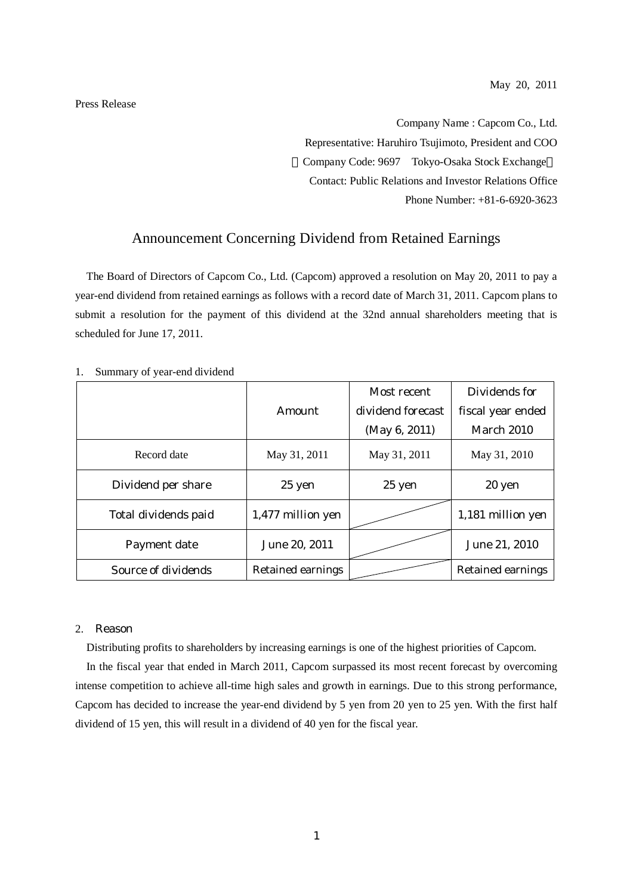May 20, 2011

Press Release

Company Name : Capcom Co., Ltd.
Representative: Haruhiro Tsujimoto, President and COO
（Company Code: 9697　Tokyo-Osaka Stock Exchange）
Contact: Public Relations and Investor Relations Office
Phone Number: +81-6-6920-3623

# Announcement Concerning Dividend from Retained Earnings

The Board of Directors of Capcom Co., Ltd. (Capcom) approved a resolution on May 20, 2011 to pay a year-end dividend from retained earnings as follows with a record date of March 31, 2011. Capcom plans to submit a resolution for the payment of this dividend at the 32nd annual shareholders meeting that is scheduled for June 17, 2011.

1. Summary of year-end dividend

| | Amount | Most recent dividend forecast (May 6, 2011) | Dividends for fiscal year ended March 2010 |
|---|---|---|---|
| Record date | May 31, 2011 | May 31, 2011 | May 31, 2010 |
| Dividend per share | 25 yen | 25 yen | 20 yen |
| Total dividends paid | 1,477 million yen | | 1,181 million yen |
| Payment date | June 20, 2011 | | June 21, 2010 |
| Source of dividends | Retained earnings | | Retained earnings |

2. Reason

Distributing profits to shareholders by increasing earnings is one of the highest priorities of Capcom.

In the fiscal year that ended in March 2011, Capcom surpassed its most recent forecast by overcoming intense competition to achieve all-time high sales and growth in earnings. Due to this strong performance, Capcom has decided to increase the year-end dividend by 5 yen from 20 yen to 25 yen. With the first half dividend of 15 yen, this will result in a dividend of 40 yen for the fiscal year.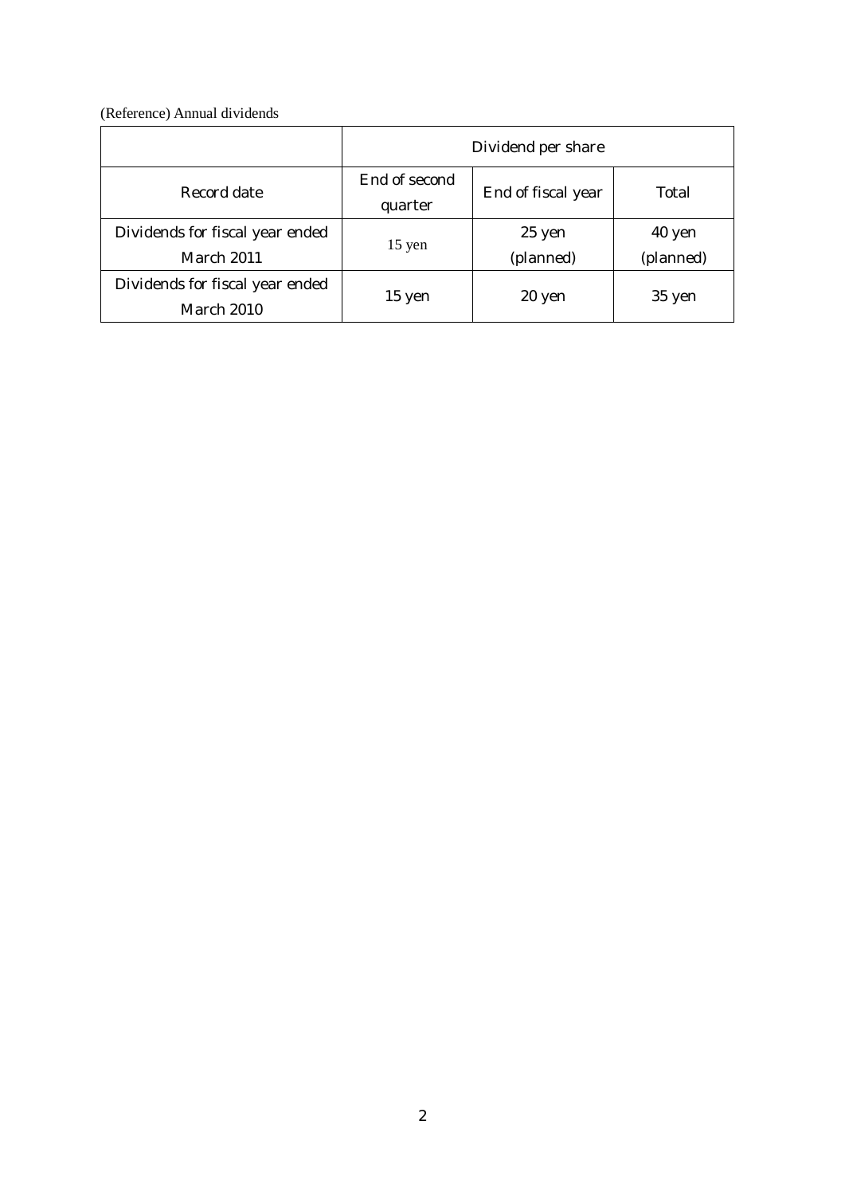(Reference) Annual dividends

| | Dividend per share | | |
|---|---|---|---|
| Record date | End of second quarter | End of fiscal year | Total |
| Dividends for fiscal year ended March 2011 | 15 yen | 25 yen (planned) | 40 yen (planned) |
| Dividends for fiscal year ended March 2010 | 15 yen | 20 yen | 35 yen |